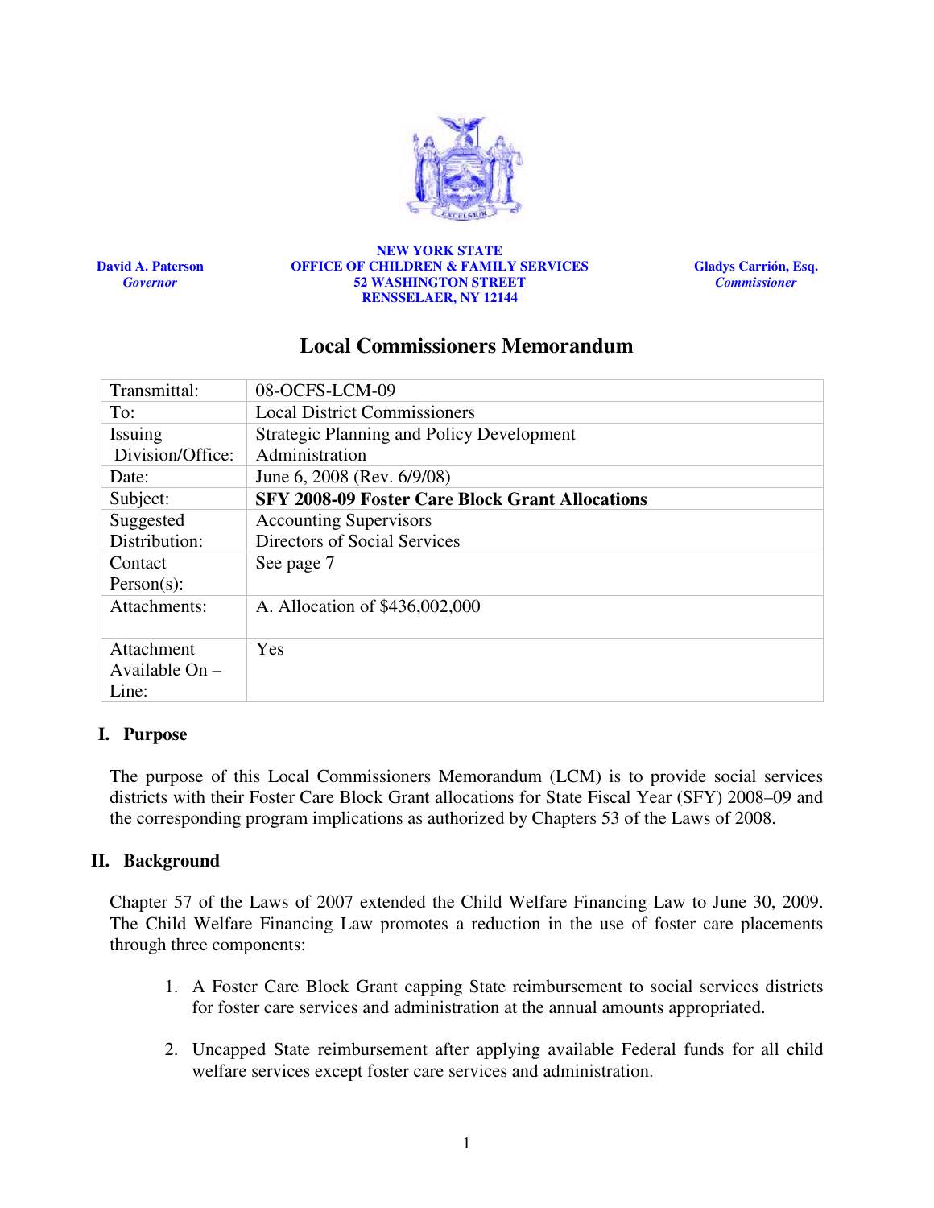David A. Paterson
*Governor*

**NEW YORK STATE**
**OFFICE OF CHILDREN & FAMILY SERVICES**
**52 WASHINGTON STREET**
**RENSSELAER, NY 12144**

Gladys Carrión, Esq.
*Commissioner*

# Local Commissioners Memorandum

| | |
|---|---|
| Transmittal: | 08-OCFS-LCM-09 |
| To: | Local District Commissioners |
| Issuing Division/Office: | Strategic Planning and Policy Development Administration |
| Date: | June 6, 2008 (Rev. 6/9/08) |
| Subject: | **SFY 2008-09 Foster Care Block Grant Allocations** |
| Suggested Distribution: | Accounting Supervisors<br>Directors of Social Services |
| Contact Person(s): | See page 7 |
| Attachments: | A. Allocation of $436,002,000 |
| Attachment Available On – Line: | Yes |

## I. Purpose

The purpose of this Local Commissioners Memorandum (LCM) is to provide social services districts with their Foster Care Block Grant allocations for State Fiscal Year (SFY) 2008–09 and the corresponding program implications as authorized by Chapters 53 of the Laws of 2008.

## II. Background

Chapter 57 of the Laws of 2007 extended the Child Welfare Financing Law to June 30, 2009. The Child Welfare Financing Law promotes a reduction in the use of foster care placements through three components:

1. A Foster Care Block Grant capping State reimbursement to social services districts for foster care services and administration at the annual amounts appropriated.
2. Uncapped State reimbursement after applying available Federal funds for all child welfare services except foster care services and administration.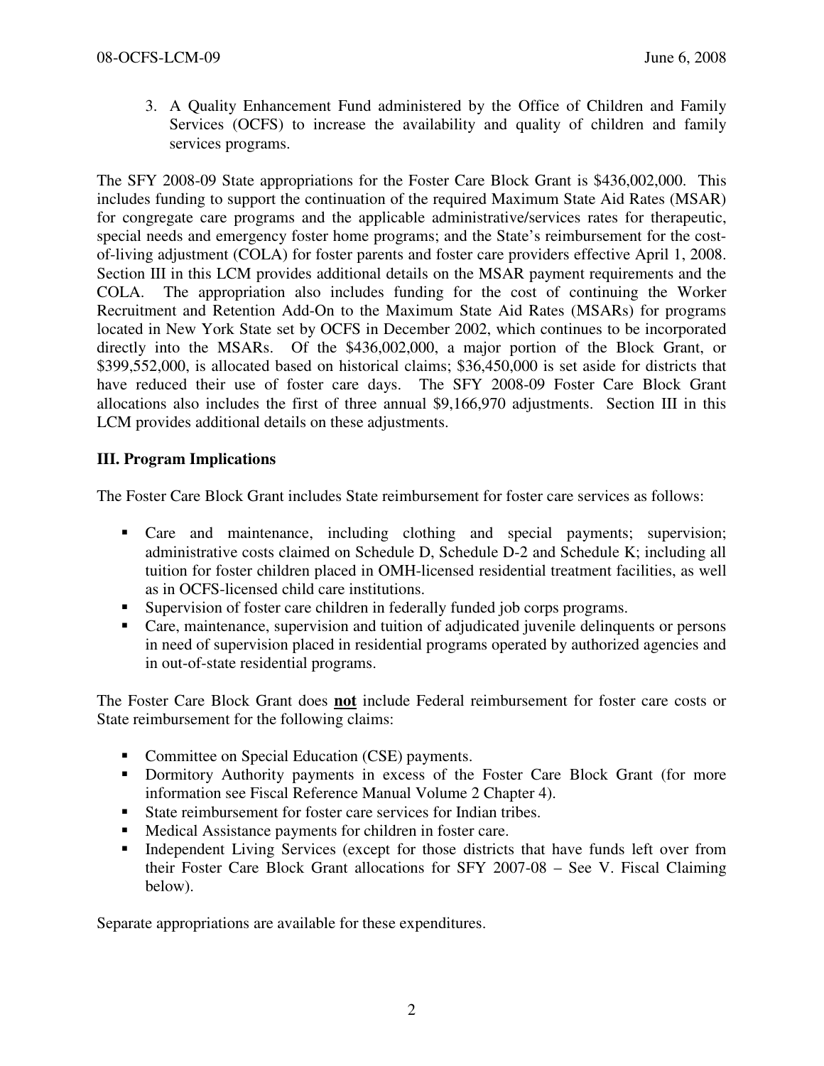3. A Quality Enhancement Fund administered by the Office of Children and Family Services (OCFS) to increase the availability and quality of children and family services programs.

The SFY 2008-09 State appropriations for the Foster Care Block Grant is $436,002,000. This includes funding to support the continuation of the required Maximum State Aid Rates (MSAR) for congregate care programs and the applicable administrative/services rates for therapeutic, special needs and emergency foster home programs; and the State's reimbursement for the cost-of-living adjustment (COLA) for foster parents and foster care providers effective April 1, 2008. Section III in this LCM provides additional details on the MSAR payment requirements and the COLA. The appropriation also includes funding for the cost of continuing the Worker Recruitment and Retention Add-On to the Maximum State Aid Rates (MSARs) for programs located in New York State set by OCFS in December 2002, which continues to be incorporated directly into the MSARs. Of the $436,002,000, a major portion of the Block Grant, or $399,552,000, is allocated based on historical claims; $36,450,000 is set aside for districts that have reduced their use of foster care days. The SFY 2008-09 Foster Care Block Grant allocations also includes the first of three annual $9,166,970 adjustments. Section III in this LCM provides additional details on these adjustments.

## III. Program Implications

The Foster Care Block Grant includes State reimbursement for foster care services as follows:

- Care and maintenance, including clothing and special payments; supervision; administrative costs claimed on Schedule D, Schedule D-2 and Schedule K; including all tuition for foster children placed in OMH-licensed residential treatment facilities, as well as in OCFS-licensed child care institutions.
- Supervision of foster care children in federally funded job corps programs.
- Care, maintenance, supervision and tuition of adjudicated juvenile delinquents or persons in need of supervision placed in residential programs operated by authorized agencies and in out-of-state residential programs.

The Foster Care Block Grant does **not** include Federal reimbursement for foster care costs or State reimbursement for the following claims:

- Committee on Special Education (CSE) payments.
- Dormitory Authority payments in excess of the Foster Care Block Grant (for more information see Fiscal Reference Manual Volume 2 Chapter 4).
- State reimbursement for foster care services for Indian tribes.
- Medical Assistance payments for children in foster care.
- Independent Living Services (except for those districts that have funds left over from their Foster Care Block Grant allocations for SFY 2007-08 – See V. Fiscal Claiming below).

Separate appropriations are available for these expenditures.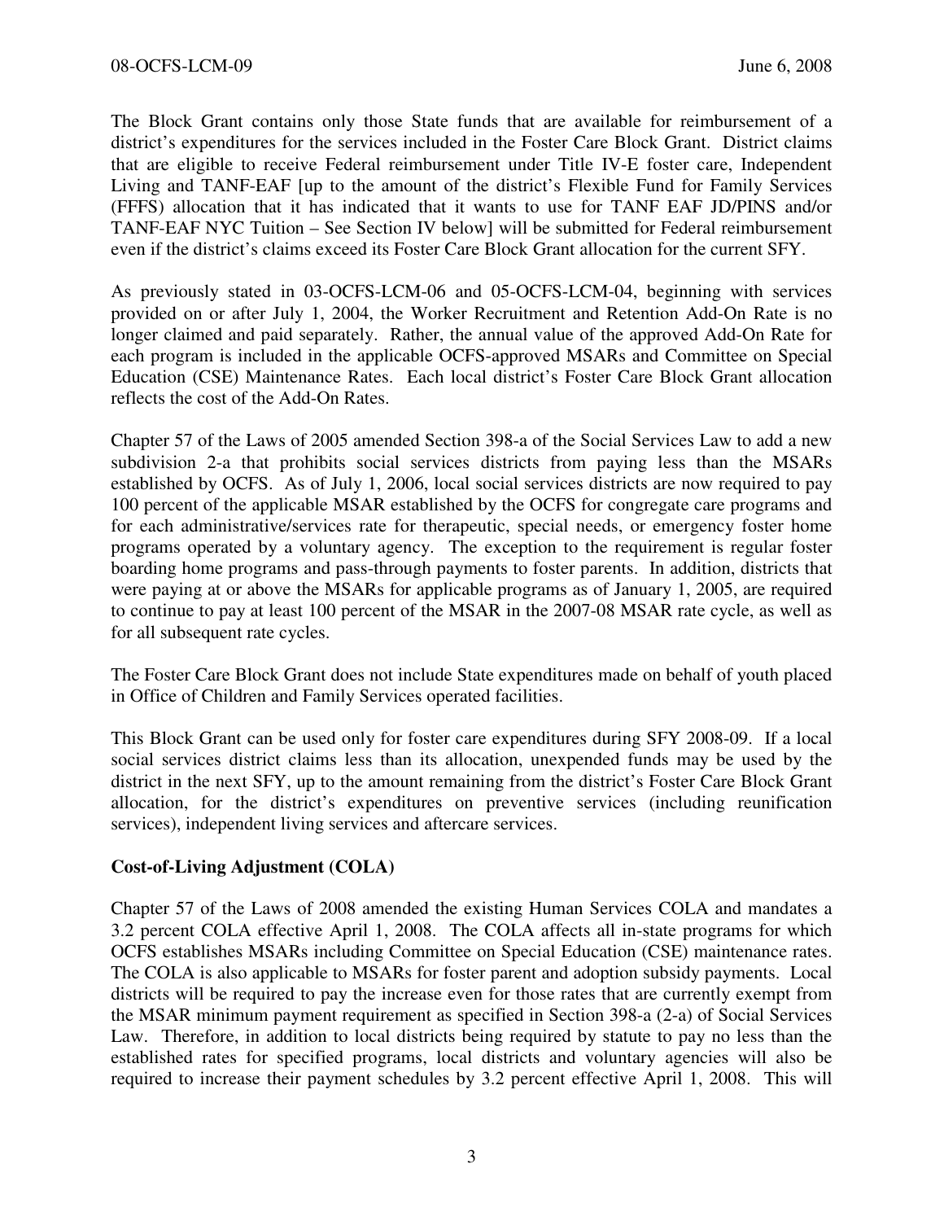The Block Grant contains only those State funds that are available for reimbursement of a district's expenditures for the services included in the Foster Care Block Grant. District claims that are eligible to receive Federal reimbursement under Title IV-E foster care, Independent Living and TANF-EAF [up to the amount of the district's Flexible Fund for Family Services (FFFS) allocation that it has indicated that it wants to use for TANF EAF JD/PINS and/or TANF-EAF NYC Tuition – See Section IV below] will be submitted for Federal reimbursement even if the district's claims exceed its Foster Care Block Grant allocation for the current SFY.

As previously stated in 03-OCFS-LCM-06 and 05-OCFS-LCM-04, beginning with services provided on or after July 1, 2004, the Worker Recruitment and Retention Add-On Rate is no longer claimed and paid separately. Rather, the annual value of the approved Add-On Rate for each program is included in the applicable OCFS-approved MSARs and Committee on Special Education (CSE) Maintenance Rates. Each local district's Foster Care Block Grant allocation reflects the cost of the Add-On Rates.

Chapter 57 of the Laws of 2005 amended Section 398-a of the Social Services Law to add a new subdivision 2-a that prohibits social services districts from paying less than the MSARs established by OCFS. As of July 1, 2006, local social services districts are now required to pay 100 percent of the applicable MSAR established by the OCFS for congregate care programs and for each administrative/services rate for therapeutic, special needs, or emergency foster home programs operated by a voluntary agency. The exception to the requirement is regular foster boarding home programs and pass-through payments to foster parents. In addition, districts that were paying at or above the MSARs for applicable programs as of January 1, 2005, are required to continue to pay at least 100 percent of the MSAR in the 2007-08 MSAR rate cycle, as well as for all subsequent rate cycles.

The Foster Care Block Grant does not include State expenditures made on behalf of youth placed in Office of Children and Family Services operated facilities.

This Block Grant can be used only for foster care expenditures during SFY 2008-09. If a local social services district claims less than its allocation, unexpended funds may be used by the district in the next SFY, up to the amount remaining from the district's Foster Care Block Grant allocation, for the district's expenditures on preventive services (including reunification services), independent living services and aftercare services.

**Cost-of-Living Adjustment (COLA)**

Chapter 57 of the Laws of 2008 amended the existing Human Services COLA and mandates a 3.2 percent COLA effective April 1, 2008. The COLA affects all in-state programs for which OCFS establishes MSARs including Committee on Special Education (CSE) maintenance rates. The COLA is also applicable to MSARs for foster parent and adoption subsidy payments. Local districts will be required to pay the increase even for those rates that are currently exempt from the MSAR minimum payment requirement as specified in Section 398-a (2-a) of Social Services Law. Therefore, in addition to local districts being required by statute to pay no less than the established rates for specified programs, local districts and voluntary agencies will also be required to increase their payment schedules by 3.2 percent effective April 1, 2008. This will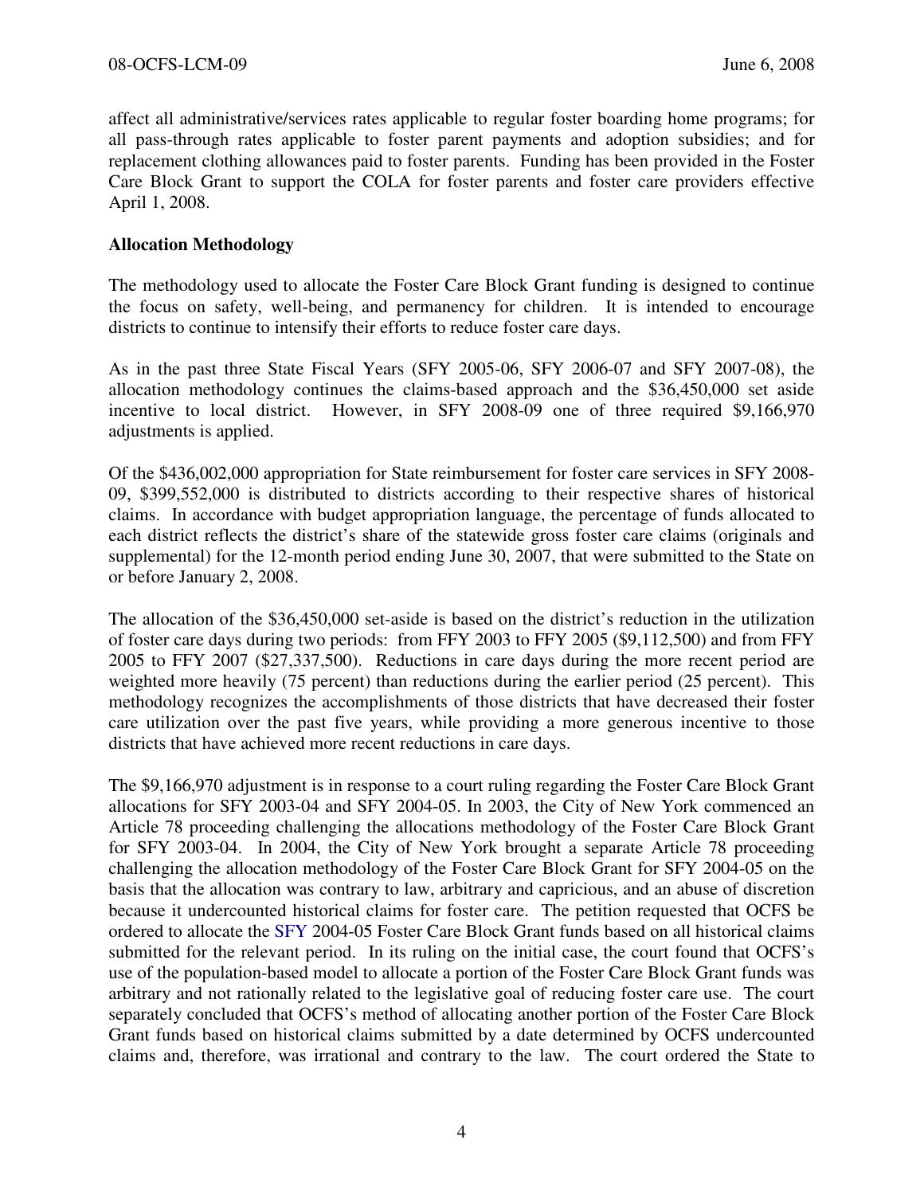affect all administrative/services rates applicable to regular foster boarding home programs; for all pass-through rates applicable to foster parent payments and adoption subsidies; and for replacement clothing allowances paid to foster parents. Funding has been provided in the Foster Care Block Grant to support the COLA for foster parents and foster care providers effective April 1, 2008.

**Allocation Methodology**

The methodology used to allocate the Foster Care Block Grant funding is designed to continue the focus on safety, well-being, and permanency for children. It is intended to encourage districts to continue to intensify their efforts to reduce foster care days.

As in the past three State Fiscal Years (SFY 2005-06, SFY 2006-07 and SFY 2007-08), the allocation methodology continues the claims-based approach and the $36,450,000 set aside incentive to local district. However, in SFY 2008-09 one of three required $9,166,970 adjustments is applied.

Of the $436,002,000 appropriation for State reimbursement for foster care services in SFY 2008-09, $399,552,000 is distributed to districts according to their respective shares of historical claims. In accordance with budget appropriation language, the percentage of funds allocated to each district reflects the district's share of the statewide gross foster care claims (originals and supplemental) for the 12-month period ending June 30, 2007, that were submitted to the State on or before January 2, 2008.

The allocation of the $36,450,000 set-aside is based on the district's reduction in the utilization of foster care days during two periods: from FFY 2003 to FFY 2005 ($9,112,500) and from FFY 2005 to FFY 2007 ($27,337,500). Reductions in care days during the more recent period are weighted more heavily (75 percent) than reductions during the earlier period (25 percent). This methodology recognizes the accomplishments of those districts that have decreased their foster care utilization over the past five years, while providing a more generous incentive to those districts that have achieved more recent reductions in care days.

The $9,166,970 adjustment is in response to a court ruling regarding the Foster Care Block Grant allocations for SFY 2003-04 and SFY 2004-05. In 2003, the City of New York commenced an Article 78 proceeding challenging the allocations methodology of the Foster Care Block Grant for SFY 2003-04. In 2004, the City of New York brought a separate Article 78 proceeding challenging the allocation methodology of the Foster Care Block Grant for SFY 2004-05 on the basis that the allocation was contrary to law, arbitrary and capricious, and an abuse of discretion because it undercounted historical claims for foster care. The petition requested that OCFS be ordered to allocate the SFY 2004-05 Foster Care Block Grant funds based on all historical claims submitted for the relevant period. In its ruling on the initial case, the court found that OCFS's use of the population-based model to allocate a portion of the Foster Care Block Grant funds was arbitrary and not rationally related to the legislative goal of reducing foster care use. The court separately concluded that OCFS's method of allocating another portion of the Foster Care Block Grant funds based on historical claims submitted by a date determined by OCFS undercounted claims and, therefore, was irrational and contrary to the law. The court ordered the State to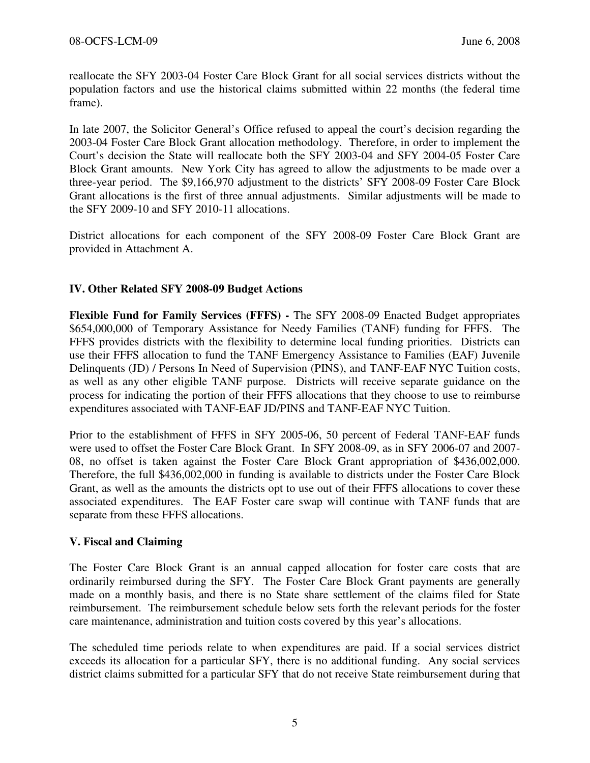reallocate the SFY 2003-04 Foster Care Block Grant for all social services districts without the population factors and use the historical claims submitted within 22 months (the federal time frame).

In late 2007, the Solicitor General's Office refused to appeal the court's decision regarding the 2003-04 Foster Care Block Grant allocation methodology. Therefore, in order to implement the Court's decision the State will reallocate both the SFY 2003-04 and SFY 2004-05 Foster Care Block Grant amounts. New York City has agreed to allow the adjustments to be made over a three-year period. The $9,166,970 adjustment to the districts' SFY 2008-09 Foster Care Block Grant allocations is the first of three annual adjustments. Similar adjustments will be made to the SFY 2009-10 and SFY 2010-11 allocations.

District allocations for each component of the SFY 2008-09 Foster Care Block Grant are provided in Attachment A.

## IV. Other Related SFY 2008-09 Budget Actions

**Flexible Fund for Family Services (FFFS) -** The SFY 2008-09 Enacted Budget appropriates $654,000,000 of Temporary Assistance for Needy Families (TANF) funding for FFFS. The FFFS provides districts with the flexibility to determine local funding priorities. Districts can use their FFFS allocation to fund the TANF Emergency Assistance to Families (EAF) Juvenile Delinquents (JD) / Persons In Need of Supervision (PINS), and TANF-EAF NYC Tuition costs, as well as any other eligible TANF purpose. Districts will receive separate guidance on the process for indicating the portion of their FFFS allocations that they choose to use to reimburse expenditures associated with TANF-EAF JD/PINS and TANF-EAF NYC Tuition.

Prior to the establishment of FFFS in SFY 2005-06, 50 percent of Federal TANF-EAF funds were used to offset the Foster Care Block Grant. In SFY 2008-09, as in SFY 2006-07 and 2007-08, no offset is taken against the Foster Care Block Grant appropriation of $436,002,000. Therefore, the full $436,002,000 in funding is available to districts under the Foster Care Block Grant, as well as the amounts the districts opt to use out of their FFFS allocations to cover these associated expenditures. The EAF Foster care swap will continue with TANF funds that are separate from these FFFS allocations.

## V. Fiscal and Claiming

The Foster Care Block Grant is an annual capped allocation for foster care costs that are ordinarily reimbursed during the SFY. The Foster Care Block Grant payments are generally made on a monthly basis, and there is no State share settlement of the claims filed for State reimbursement. The reimbursement schedule below sets forth the relevant periods for the foster care maintenance, administration and tuition costs covered by this year's allocations.

The scheduled time periods relate to when expenditures are paid. If a social services district exceeds its allocation for a particular SFY, there is no additional funding. Any social services district claims submitted for a particular SFY that do not receive State reimbursement during that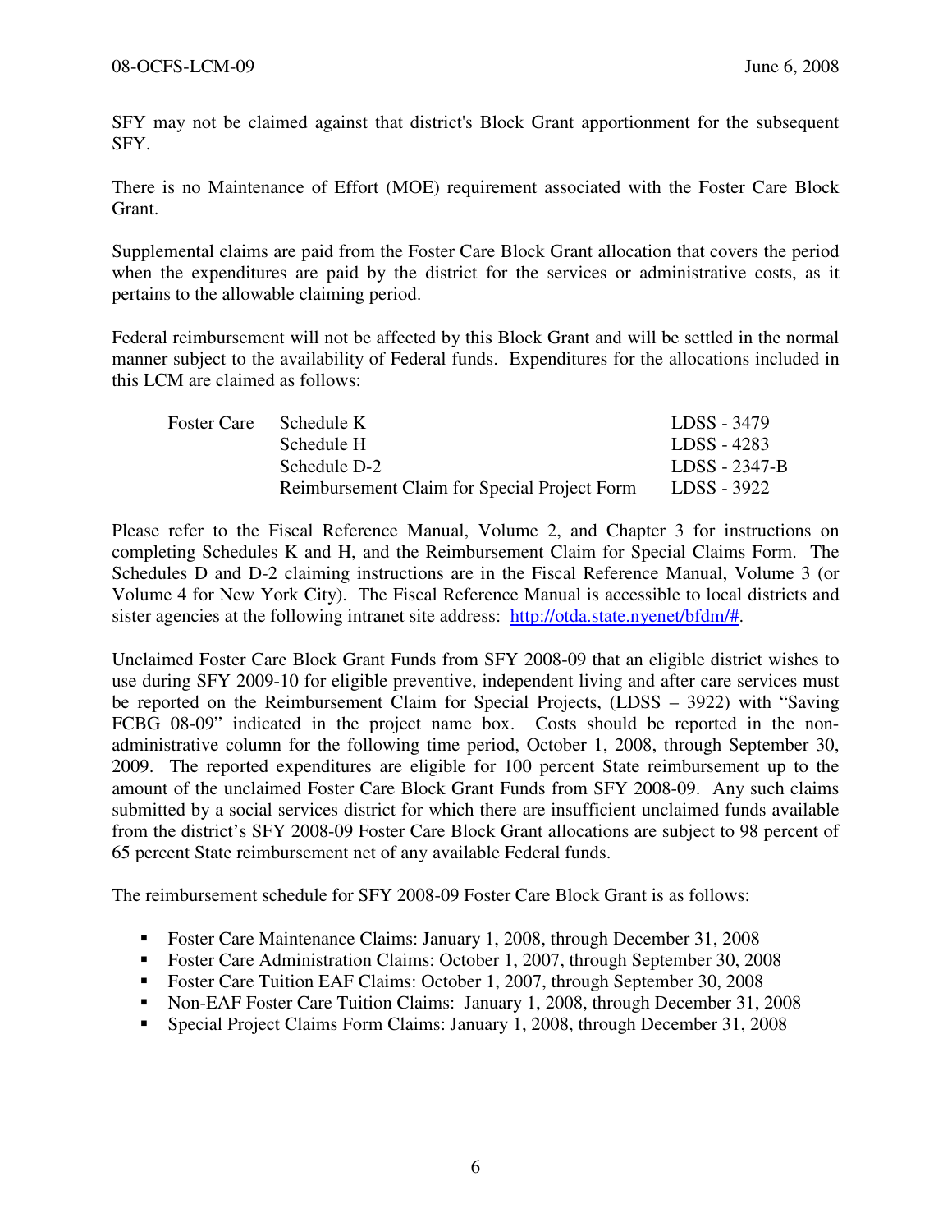SFY may not be claimed against that district's Block Grant apportionment for the subsequent SFY.

There is no Maintenance of Effort (MOE) requirement associated with the Foster Care Block Grant.

Supplemental claims are paid from the Foster Care Block Grant allocation that covers the period when the expenditures are paid by the district for the services or administrative costs, as it pertains to the allowable claiming period.

Federal reimbursement will not be affected by this Block Grant and will be settled in the normal manner subject to the availability of Federal funds. Expenditures for the allocations included in this LCM are claimed as follows:

| | | |
|---|---|---|
| Foster Care | Schedule K | LDSS - 3479 |
| | Schedule H | LDSS - 4283 |
| | Schedule D-2 | LDSS - 2347-B |
| | Reimbursement Claim for Special Project Form | LDSS - 3922 |

Please refer to the Fiscal Reference Manual, Volume 2, and Chapter 3 for instructions on completing Schedules K and H, and the Reimbursement Claim for Special Claims Form. The Schedules D and D-2 claiming instructions are in the Fiscal Reference Manual, Volume 3 (or Volume 4 for New York City). The Fiscal Reference Manual is accessible to local districts and sister agencies at the following intranet site address: http://otda.state.nyenet/bfdm/#.

Unclaimed Foster Care Block Grant Funds from SFY 2008-09 that an eligible district wishes to use during SFY 2009-10 for eligible preventive, independent living and after care services must be reported on the Reimbursement Claim for Special Projects, (LDSS – 3922) with "Saving FCBG 08-09" indicated in the project name box. Costs should be reported in the non-administrative column for the following time period, October 1, 2008, through September 30, 2009. The reported expenditures are eligible for 100 percent State reimbursement up to the amount of the unclaimed Foster Care Block Grant Funds from SFY 2008-09. Any such claims submitted by a social services district for which there are insufficient unclaimed funds available from the district's SFY 2008-09 Foster Care Block Grant allocations are subject to 98 percent of 65 percent State reimbursement net of any available Federal funds.

The reimbursement schedule for SFY 2008-09 Foster Care Block Grant is as follows:

- Foster Care Maintenance Claims: January 1, 2008, through December 31, 2008
- Foster Care Administration Claims: October 1, 2007, through September 30, 2008
- Foster Care Tuition EAF Claims: October 1, 2007, through September 30, 2008
- Non-EAF Foster Care Tuition Claims: January 1, 2008, through December 31, 2008
- Special Project Claims Form Claims: January 1, 2008, through December 31, 2008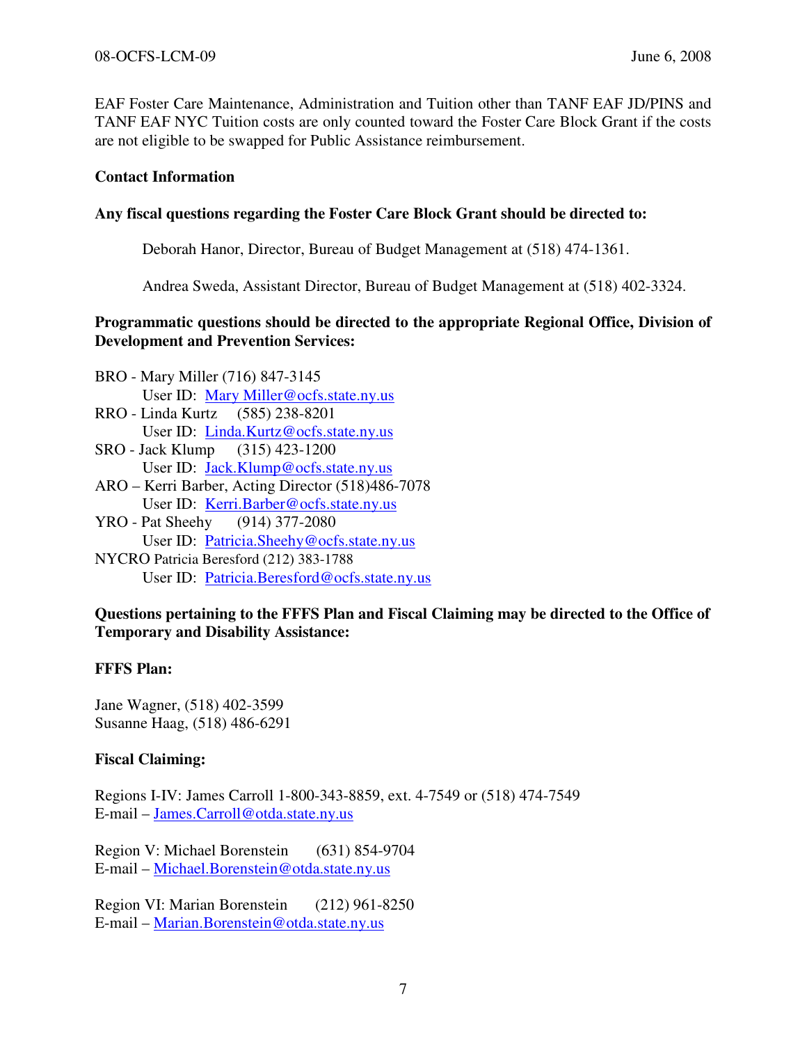EAF Foster Care Maintenance, Administration and Tuition other than TANF EAF JD/PINS and TANF EAF NYC Tuition costs are only counted toward the Foster Care Block Grant if the costs are not eligible to be swapped for Public Assistance reimbursement.

**Contact Information**

**Any fiscal questions regarding the Foster Care Block Grant should be directed to:**

Deborah Hanor, Director, Bureau of Budget Management at (518) 474-1361.

Andrea Sweda, Assistant Director, Bureau of Budget Management at (518) 402-3324.

**Programmatic questions should be directed to the appropriate Regional Office, Division of Development and Prevention Services:**

BRO - Mary Miller (716) 847-3145
User ID: Mary Miller@ocfs.state.ny.us
RRO - Linda Kurtz (585) 238-8201
User ID: Linda.Kurtz@ocfs.state.ny.us
SRO - Jack Klump (315) 423-1200
User ID: Jack.Klump@ocfs.state.ny.us
ARO – Kerri Barber, Acting Director (518)486-7078
User ID: Kerri.Barber@ocfs.state.ny.us
YRO - Pat Sheehy (914) 377-2080
User ID: Patricia.Sheehy@ocfs.state.ny.us
NYCRO Patricia Beresford (212) 383-1788
User ID: Patricia.Beresford@ocfs.state.ny.us

**Questions pertaining to the FFFS Plan and Fiscal Claiming may be directed to the Office of Temporary and Disability Assistance:**

**FFFS Plan:**

Jane Wagner, (518) 402-3599
Susanne Haag, (518) 486-6291

**Fiscal Claiming:**

Regions I-IV: James Carroll 1-800-343-8859, ext. 4-7549 or (518) 474-7549
E-mail – James.Carroll@otda.state.ny.us

Region V: Michael Borenstein (631) 854-9704
E-mail – Michael.Borenstein@otda.state.ny.us

Region VI: Marian Borenstein (212) 961-8250
E-mail – Marian.Borenstein@otda.state.ny.us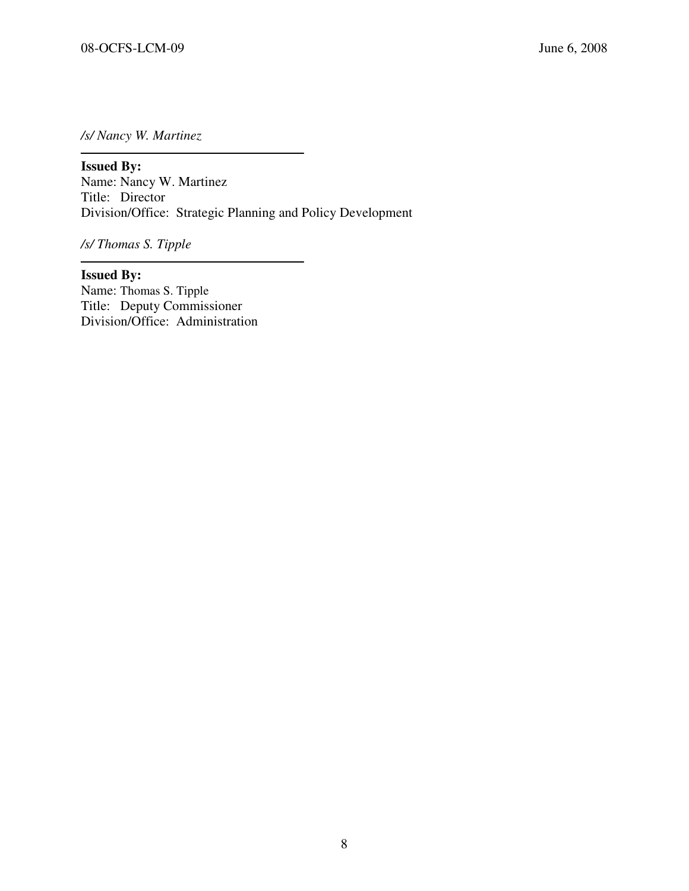*/s/ Nancy W. Martinez*

---

**Issued By:**
Name: Nancy W. Martinez
Title: Director
Division/Office: Strategic Planning and Policy Development

*/s/ Thomas S. Tipple*

---

**Issued By:**
Name: Thomas S. Tipple
Title: Deputy Commissioner
Division/Office: Administration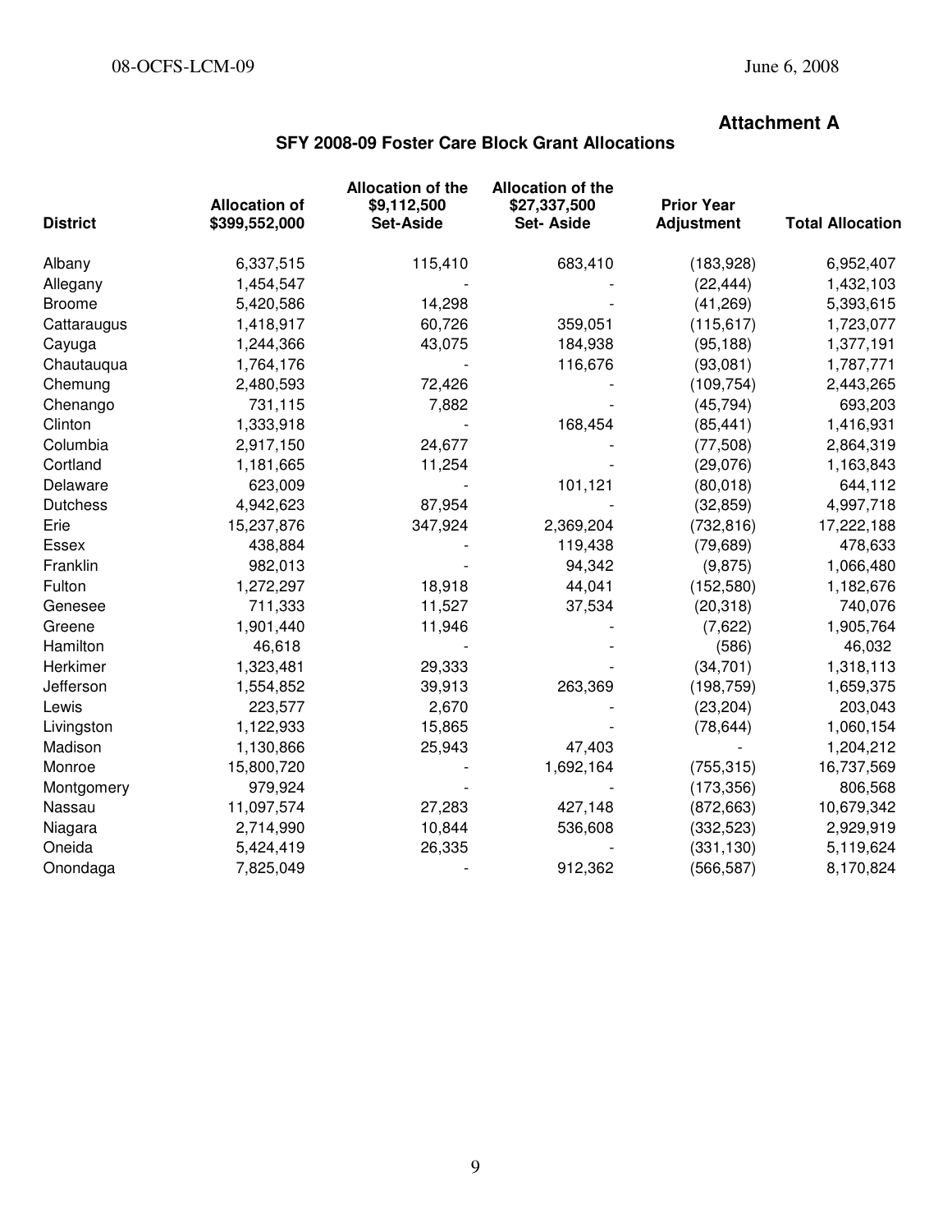**Attachment A**

**SFY 2008-09 Foster Care Block Grant Allocations**

| District | Allocation of $399,552,000 | Allocation of the $9,112,500 Set-Aside | Allocation of the $27,337,500 Set- Aside | Prior Year Adjustment | Total Allocation |
|---|---|---|---|---|---|
| Albany | 6,337,515 | 115,410 | 683,410 | (183,928) | 6,952,407 |
| Allegany | 1,454,547 | - | - | (22,444) | 1,432,103 |
| Broome | 5,420,586 | 14,298 | - | (41,269) | 5,393,615 |
| Cattaraugus | 1,418,917 | 60,726 | 359,051 | (115,617) | 1,723,077 |
| Cayuga | 1,244,366 | 43,075 | 184,938 | (95,188) | 1,377,191 |
| Chautauqua | 1,764,176 | - | 116,676 | (93,081) | 1,787,771 |
| Chemung | 2,480,593 | 72,426 | - | (109,754) | 2,443,265 |
| Chenango | 731,115 | 7,882 | - | (45,794) | 693,203 |
| Clinton | 1,333,918 | - | 168,454 | (85,441) | 1,416,931 |
| Columbia | 2,917,150 | 24,677 | - | (77,508) | 2,864,319 |
| Cortland | 1,181,665 | 11,254 | - | (29,076) | 1,163,843 |
| Delaware | 623,009 | - | 101,121 | (80,018) | 644,112 |
| Dutchess | 4,942,623 | 87,954 | - | (32,859) | 4,997,718 |
| Erie | 15,237,876 | 347,924 | 2,369,204 | (732,816) | 17,222,188 |
| Essex | 438,884 | - | 119,438 | (79,689) | 478,633 |
| Franklin | 982,013 | - | 94,342 | (9,875) | 1,066,480 |
| Fulton | 1,272,297 | 18,918 | 44,041 | (152,580) | 1,182,676 |
| Genesee | 711,333 | 11,527 | 37,534 | (20,318) | 740,076 |
| Greene | 1,901,440 | 11,946 | - | (7,622) | 1,905,764 |
| Hamilton | 46,618 | - | - | (586) | 46,032 |
| Herkimer | 1,323,481 | 29,333 | - | (34,701) | 1,318,113 |
| Jefferson | 1,554,852 | 39,913 | 263,369 | (198,759) | 1,659,375 |
| Lewis | 223,577 | 2,670 | - | (23,204) | 203,043 |
| Livingston | 1,122,933 | 15,865 | - | (78,644) | 1,060,154 |
| Madison | 1,130,866 | 25,943 | 47,403 | - | 1,204,212 |
| Monroe | 15,800,720 | - | 1,692,164 | (755,315) | 16,737,569 |
| Montgomery | 979,924 | - | - | (173,356) | 806,568 |
| Nassau | 11,097,574 | 27,283 | 427,148 | (872,663) | 10,679,342 |
| Niagara | 2,714,990 | 10,844 | 536,608 | (332,523) | 2,929,919 |
| Oneida | 5,424,419 | 26,335 | - | (331,130) | 5,119,624 |
| Onondaga | 7,825,049 | - | 912,362 | (566,587) | 8,170,824 |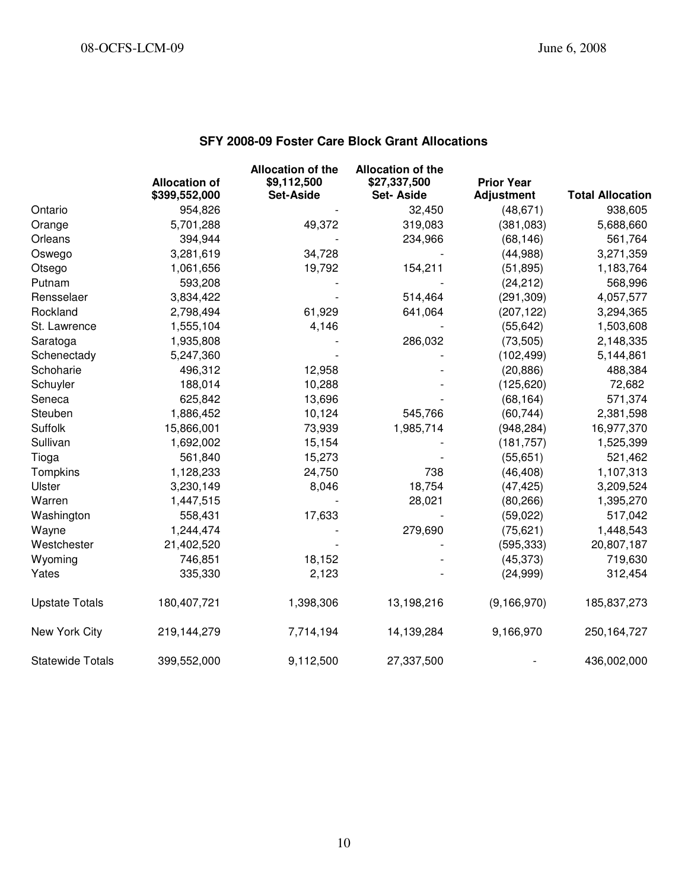## SFY 2008-09 Foster Care Block Grant Allocations

| | Allocation of $399,552,000 | Allocation of the $9,112,500 Set-Aside | Allocation of the $27,337,500 Set- Aside | Prior Year Adjustment | Total Allocation |
|---|---|---|---|---|---|
| Ontario | 954,826 | - | 32,450 | (48,671) | 938,605 |
| Orange | 5,701,288 | 49,372 | 319,083 | (381,083) | 5,688,660 |
| Orleans | 394,944 | - | 234,966 | (68,146) | 561,764 |
| Oswego | 3,281,619 | 34,728 | - | (44,988) | 3,271,359 |
| Otsego | 1,061,656 | 19,792 | 154,211 | (51,895) | 1,183,764 |
| Putnam | 593,208 | - | - | (24,212) | 568,996 |
| Rensselaer | 3,834,422 | - | 514,464 | (291,309) | 4,057,577 |
| Rockland | 2,798,494 | 61,929 | 641,064 | (207,122) | 3,294,365 |
| St. Lawrence | 1,555,104 | 4,146 | - | (55,642) | 1,503,608 |
| Saratoga | 1,935,808 | - | 286,032 | (73,505) | 2,148,335 |
| Schenectady | 5,247,360 | - | - | (102,499) | 5,144,861 |
| Schoharie | 496,312 | 12,958 | - | (20,886) | 488,384 |
| Schuyler | 188,014 | 10,288 | - | (125,620) | 72,682 |
| Seneca | 625,842 | 13,696 | - | (68,164) | 571,374 |
| Steuben | 1,886,452 | 10,124 | 545,766 | (60,744) | 2,381,598 |
| Suffolk | 15,866,001 | 73,939 | 1,985,714 | (948,284) | 16,977,370 |
| Sullivan | 1,692,002 | 15,154 | - | (181,757) | 1,525,399 |
| Tioga | 561,840 | 15,273 | - | (55,651) | 521,462 |
| Tompkins | 1,128,233 | 24,750 | 738 | (46,408) | 1,107,313 |
| Ulster | 3,230,149 | 8,046 | 18,754 | (47,425) | 3,209,524 |
| Warren | 1,447,515 | - | 28,021 | (80,266) | 1,395,270 |
| Washington | 558,431 | 17,633 | - | (59,022) | 517,042 |
| Wayne | 1,244,474 | - | 279,690 | (75,621) | 1,448,543 |
| Westchester | 21,402,520 | - | - | (595,333) | 20,807,187 |
| Wyoming | 746,851 | 18,152 | - | (45,373) | 719,630 |
| Yates | 335,330 | 2,123 | - | (24,999) | 312,454 |
| Upstate Totals | 180,407,721 | 1,398,306 | 13,198,216 | (9,166,970) | 185,837,273 |
| New York City | 219,144,279 | 7,714,194 | 14,139,284 | 9,166,970 | 250,164,727 |
| Statewide Totals | 399,552,000 | 9,112,500 | 27,337,500 | - | 436,002,000 |